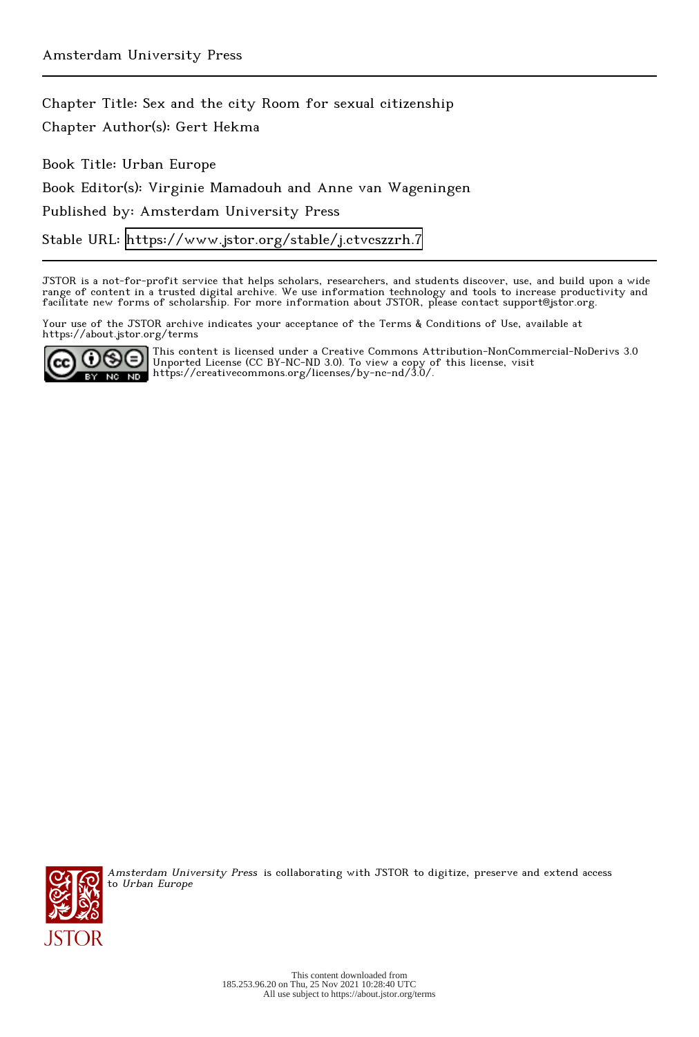Amsterdam University Press

Chapter Title: Sex and the city Room for sexual citizenship

Chapter Author(s): Gert Hekma

Book Title: Urban Europe

Book Editor(s): Virginie Mamadouh and Anne van Wageningen

Published by: Amsterdam University Press

Stable URL: https://www.jstor.org/stable/j.ctvcszzrh.7

JSTOR is a not-for-profit service that helps scholars, researchers, and students discover, use, and build upon a wide range of content in a trusted digital archive. We use information technology and tools to increase productivity and facilitate new forms of scholarship. For more information about JSTOR, please contact support@jstor.org.

Your use of the JSTOR archive indicates your acceptance of the Terms & Conditions of Use, available at https://about.jstor.org/terms

This content is licensed under a Creative Commons Attribution-NonCommercial-NoDerivs 3.0 Unported License (CC BY-NC-ND 3.0). To view a copy of this license, visit https://creativecommons.org/licenses/by-nc-nd/3.0/.

*Amsterdam University Press* is collaborating with JSTOR to digitize, preserve and extend access to *Urban Europe*

This content downloaded from 185.253.96.20 on Thu, 25 Nov 2021 10:28:40 UTC
All use subject to https://about.jstor.org/terms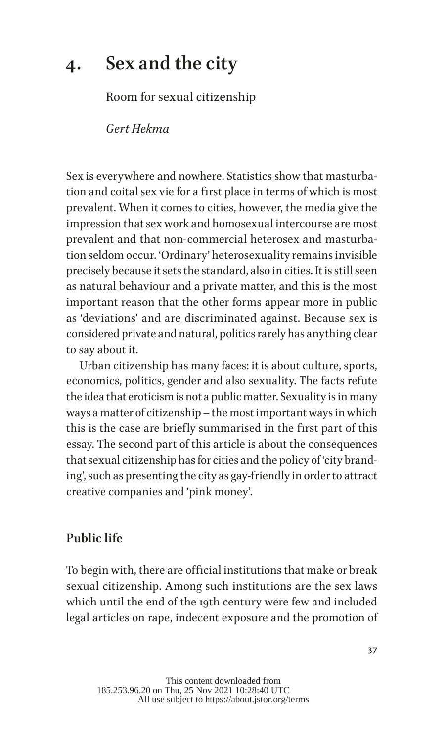# 4. Sex and the city

Room for sexual citizenship

*Gert Hekma*

Sex is everywhere and nowhere. Statistics show that masturbation and coital sex vie for a first place in terms of which is most prevalent. When it comes to cities, however, the media give the impression that sex work and homosexual intercourse are most prevalent and that non-commercial heterosex and masturbation seldom occur. 'Ordinary' heterosexuality remains invisible precisely because it sets the standard, also in cities. It is still seen as natural behaviour and a private matter, and this is the most important reason that the other forms appear more in public as 'deviations' and are discriminated against. Because sex is considered private and natural, politics rarely has anything clear to say about it.

Urban citizenship has many faces: it is about culture, sports, economics, politics, gender and also sexuality. The facts refute the idea that eroticism is not a public matter. Sexuality is in many ways a matter of citizenship – the most important ways in which this is the case are briefly summarised in the first part of this essay. The second part of this article is about the consequences that sexual citizenship has for cities and the policy of 'city branding', such as presenting the city as gay-friendly in order to attract creative companies and 'pink money'.

## Public life

To begin with, there are official institutions that make or break sexual citizenship. Among such institutions are the sex laws which until the end of the 19th century were few and included legal articles on rape, indecent exposure and the promotion of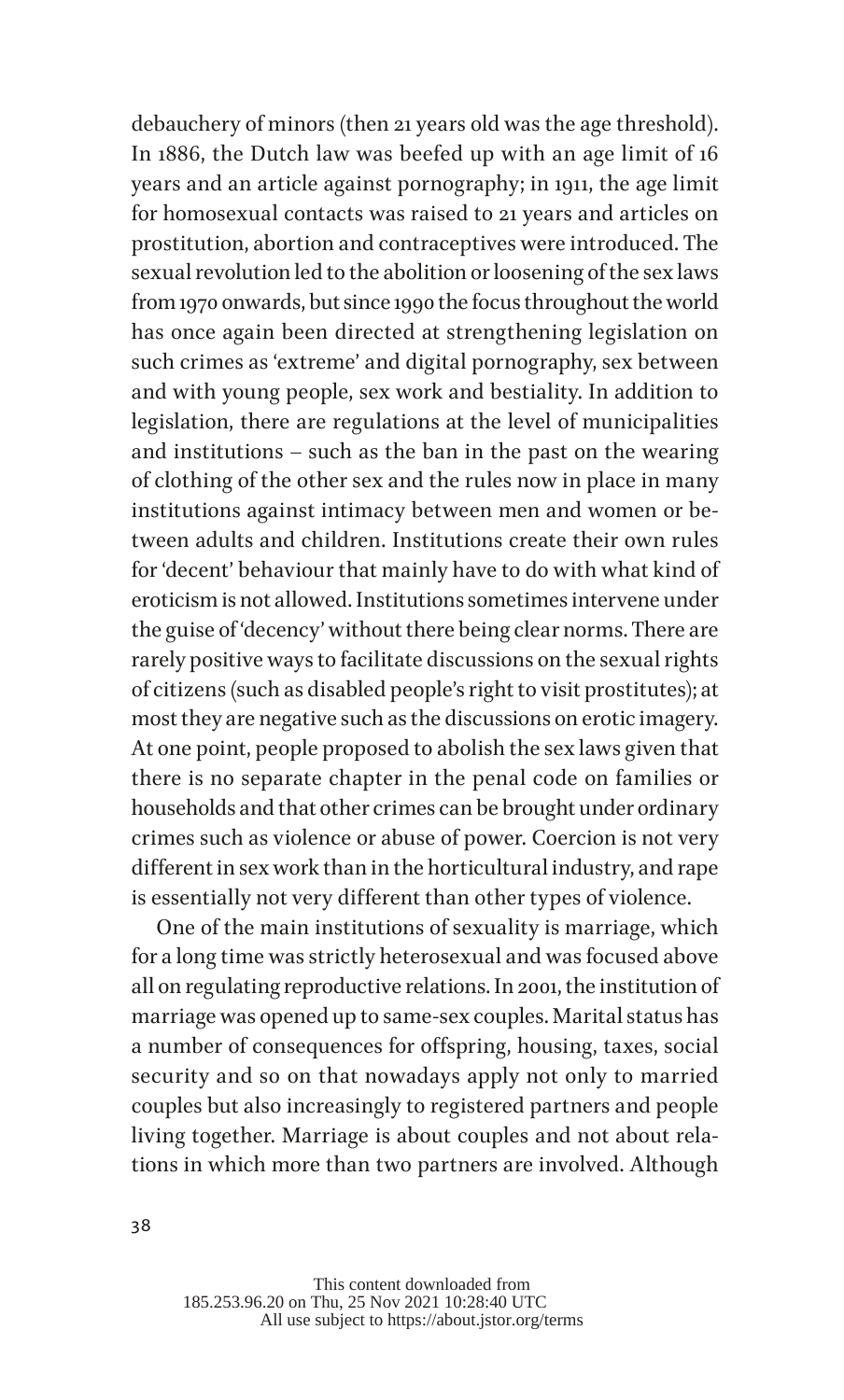debauchery of minors (then 21 years old was the age threshold). In 1886, the Dutch law was beefed up with an age limit of 16 years and an article against pornography; in 1911, the age limit for homosexual contacts was raised to 21 years and articles on prostitution, abortion and contraceptives were introduced. The sexual revolution led to the abolition or loosening of the sex laws from 1970 onwards, but since 1990 the focus throughout the world has once again been directed at strengthening legislation on such crimes as 'extreme' and digital pornography, sex between and with young people, sex work and bestiality. In addition to legislation, there are regulations at the level of municipalities and institutions – such as the ban in the past on the wearing of clothing of the other sex and the rules now in place in many institutions against intimacy between men and women or between adults and children. Institutions create their own rules for 'decent' behaviour that mainly have to do with what kind of eroticism is not allowed. Institutions sometimes intervene under the guise of 'decency' without there being clear norms. There are rarely positive ways to facilitate discussions on the sexual rights of citizens (such as disabled people's right to visit prostitutes); at most they are negative such as the discussions on erotic imagery. At one point, people proposed to abolish the sex laws given that there is no separate chapter in the penal code on families or households and that other crimes can be brought under ordinary crimes such as violence or abuse of power. Coercion is not very different in sex work than in the horticultural industry, and rape is essentially not very different than other types of violence.

One of the main institutions of sexuality is marriage, which for a long time was strictly heterosexual and was focused above all on regulating reproductive relations. In 2001, the institution of marriage was opened up to same-sex couples. Marital status has a number of consequences for offspring, housing, taxes, social security and so on that nowadays apply not only to married couples but also increasingly to registered partners and people living together. Marriage is about couples and not about relations in which more than two partners are involved. Although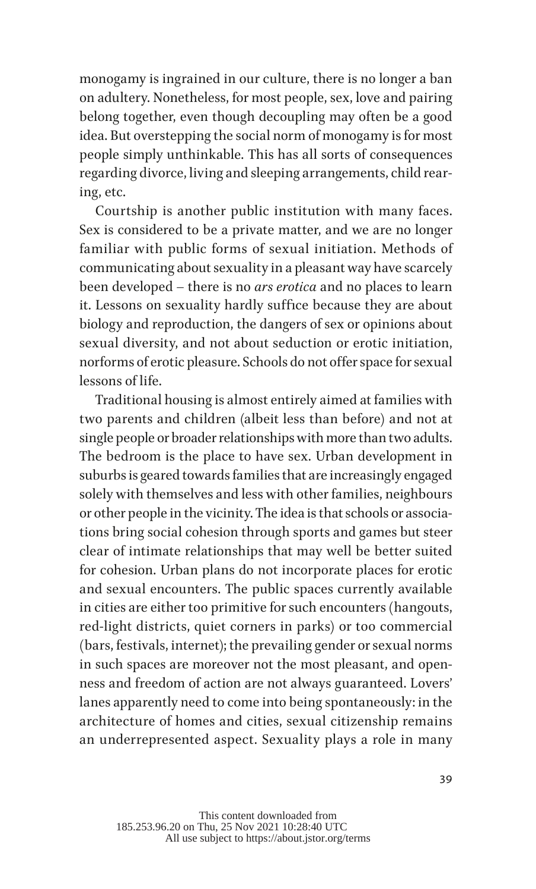monogamy is ingrained in our culture, there is no longer a ban on adultery. Nonetheless, for most people, sex, love and pairing belong together, even though decoupling may often be a good idea. But overstepping the social norm of monogamy is for most people simply unthinkable. This has all sorts of consequences regarding divorce, living and sleeping arrangements, child rearing, etc.

Courtship is another public institution with many faces. Sex is considered to be a private matter, and we are no longer familiar with public forms of sexual initiation. Methods of communicating about sexuality in a pleasant way have scarcely been developed – there is no *ars erotica* and no places to learn it. Lessons on sexuality hardly suffice because they are about biology and reproduction, the dangers of sex or opinions about sexual diversity, and not about seduction or erotic initiation, norforms of erotic pleasure. Schools do not offer space for sexual lessons of life.

Traditional housing is almost entirely aimed at families with two parents and children (albeit less than before) and not at single people or broader relationships with more than two adults. The bedroom is the place to have sex. Urban development in suburbs is geared towards families that are increasingly engaged solely with themselves and less with other families, neighbours or other people in the vicinity. The idea is that schools or associations bring social cohesion through sports and games but steer clear of intimate relationships that may well be better suited for cohesion. Urban plans do not incorporate places for erotic and sexual encounters. The public spaces currently available in cities are either too primitive for such encounters (hangouts, red-light districts, quiet corners in parks) or too commercial (bars, festivals, internet); the prevailing gender or sexual norms in such spaces are moreover not the most pleasant, and openness and freedom of action are not always guaranteed. Lovers' lanes apparently need to come into being spontaneously: in the architecture of homes and cities, sexual citizenship remains an underrepresented aspect. Sexuality plays a role in many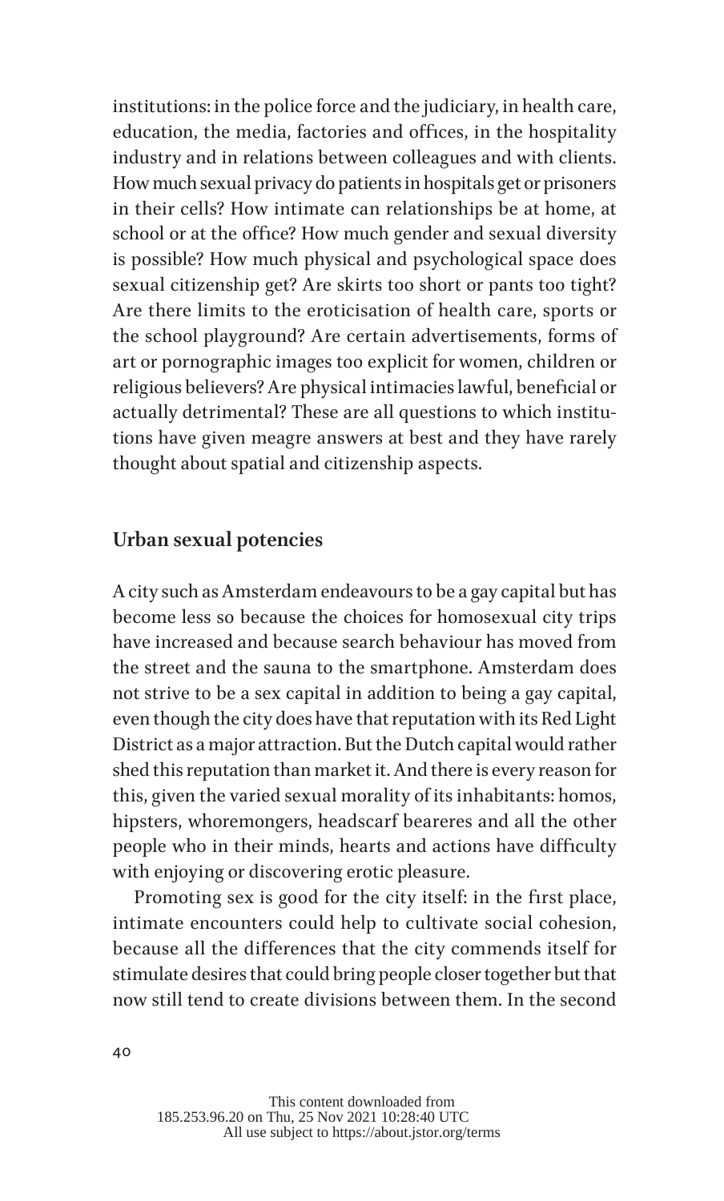institutions: in the police force and the judiciary, in health care, education, the media, factories and offices, in the hospitality industry and in relations between colleagues and with clients. How much sexual privacy do patients in hospitals get or prisoners in their cells? How intimate can relationships be at home, at school or at the office? How much gender and sexual diversity is possible? How much physical and psychological space does sexual citizenship get? Are skirts too short or pants too tight? Are there limits to the eroticisation of health care, sports or the school playground? Are certain advertisements, forms of art or pornographic images too explicit for women, children or religious believers? Are physical intimacies lawful, beneficial or actually detrimental? These are all questions to which institutions have given meagre answers at best and they have rarely thought about spatial and citizenship aspects.

## Urban sexual potencies

A city such as Amsterdam endeavours to be a gay capital but has become less so because the choices for homosexual city trips have increased and because search behaviour has moved from the street and the sauna to the smartphone. Amsterdam does not strive to be a sex capital in addition to being a gay capital, even though the city does have that reputation with its Red Light District as a major attraction. But the Dutch capital would rather shed this reputation than market it. And there is every reason for this, given the varied sexual morality of its inhabitants: homos, hipsters, whoremongers, headscarf beareres and all the other people who in their minds, hearts and actions have difficulty with enjoying or discovering erotic pleasure.

Promoting sex is good for the city itself: in the first place, intimate encounters could help to cultivate social cohesion, because all the differences that the city commends itself for stimulate desires that could bring people closer together but that now still tend to create divisions between them. In the second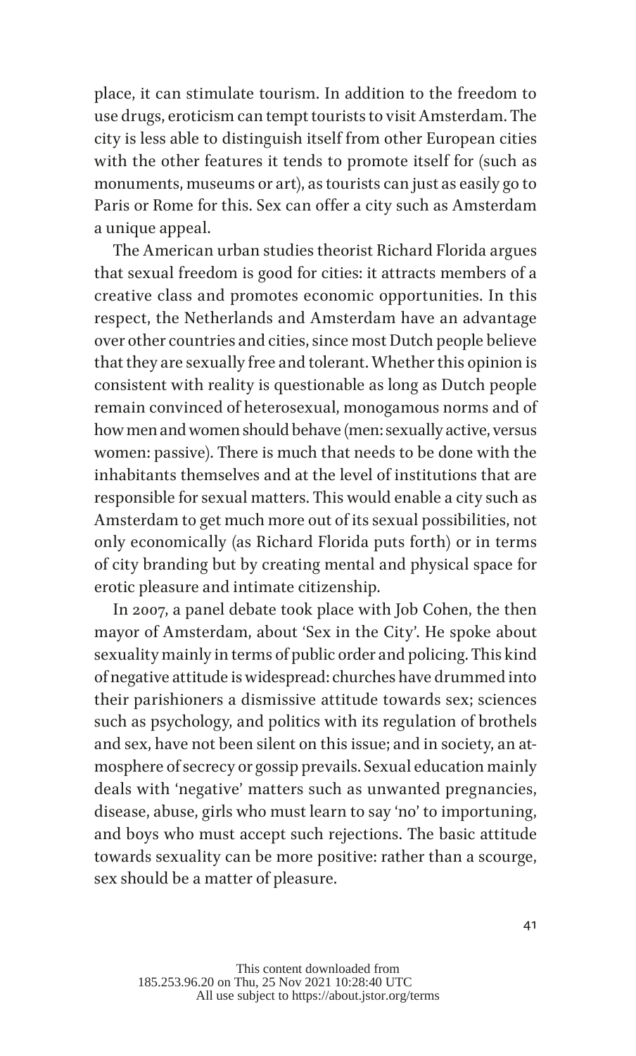place, it can stimulate tourism. In addition to the freedom to use drugs, eroticism can tempt tourists to visit Amsterdam. The city is less able to distinguish itself from other European cities with the other features it tends to promote itself for (such as monuments, museums or art), as tourists can just as easily go to Paris or Rome for this. Sex can offer a city such as Amsterdam a unique appeal.

The American urban studies theorist Richard Florida argues that sexual freedom is good for cities: it attracts members of a creative class and promotes economic opportunities. In this respect, the Netherlands and Amsterdam have an advantage over other countries and cities, since most Dutch people believe that they are sexually free and tolerant. Whether this opinion is consistent with reality is questionable as long as Dutch people remain convinced of heterosexual, monogamous norms and of how men and women should behave (men: sexually active, versus women: passive). There is much that needs to be done with the inhabitants themselves and at the level of institutions that are responsible for sexual matters. This would enable a city such as Amsterdam to get much more out of its sexual possibilities, not only economically (as Richard Florida puts forth) or in terms of city branding but by creating mental and physical space for erotic pleasure and intimate citizenship.

In 2007, a panel debate took place with Job Cohen, the then mayor of Amsterdam, about 'Sex in the City'. He spoke about sexuality mainly in terms of public order and policing. This kind of negative attitude is widespread: churches have drummed into their parishioners a dismissive attitude towards sex; sciences such as psychology, and politics with its regulation of brothels and sex, have not been silent on this issue; and in society, an atmosphere of secrecy or gossip prevails. Sexual education mainly deals with 'negative' matters such as unwanted pregnancies, disease, abuse, girls who must learn to say 'no' to importuning, and boys who must accept such rejections. The basic attitude towards sexuality can be more positive: rather than a scourge, sex should be a matter of pleasure.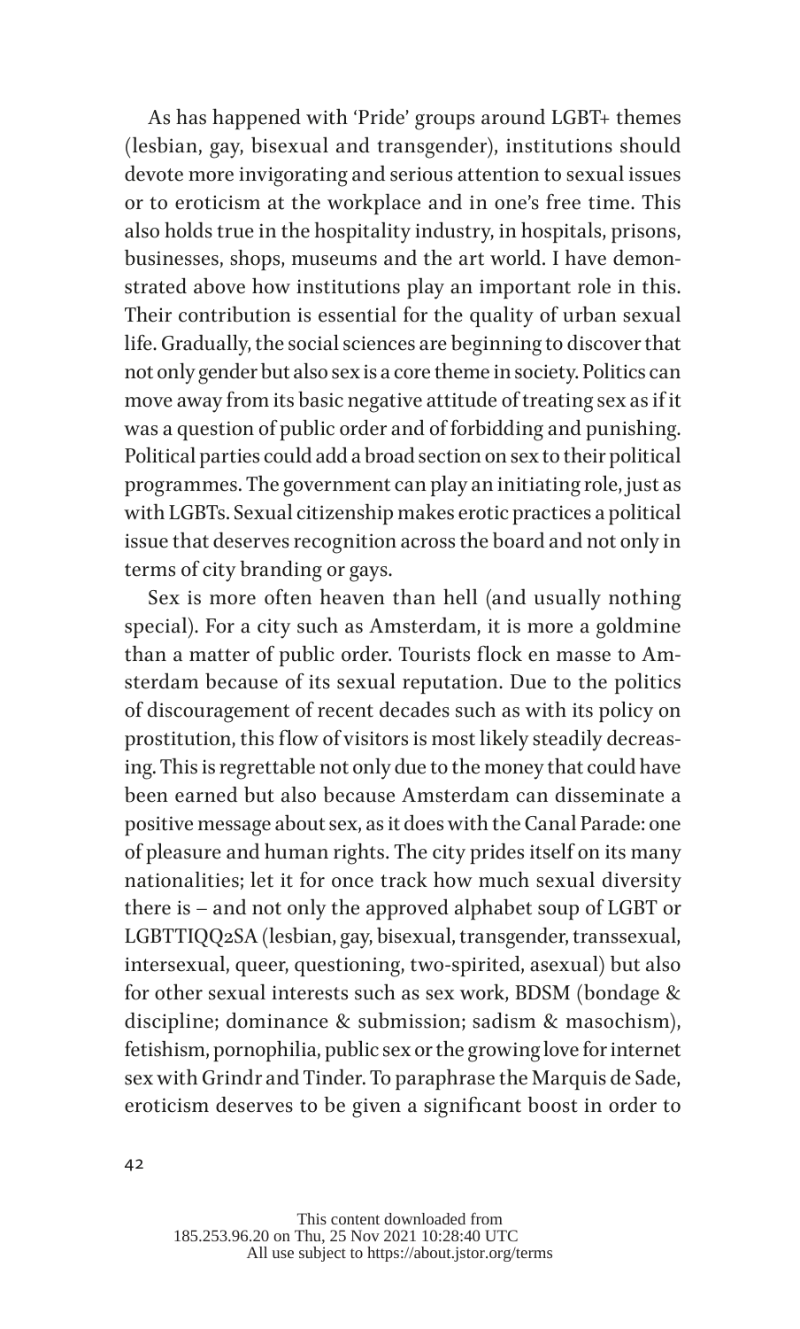As has happened with 'Pride' groups around LGBT+ themes (lesbian, gay, bisexual and transgender), institutions should devote more invigorating and serious attention to sexual issues or to eroticism at the workplace and in one's free time. This also holds true in the hospitality industry, in hospitals, prisons, businesses, shops, museums and the art world. I have demonstrated above how institutions play an important role in this. Their contribution is essential for the quality of urban sexual life. Gradually, the social sciences are beginning to discover that not only gender but also sex is a core theme in society. Politics can move away from its basic negative attitude of treating sex as if it was a question of public order and of forbidding and punishing. Political parties could add a broad section on sex to their political programmes. The government can play an initiating role, just as with LGBTs. Sexual citizenship makes erotic practices a political issue that deserves recognition across the board and not only in terms of city branding or gays.

Sex is more often heaven than hell (and usually nothing special). For a city such as Amsterdam, it is more a goldmine than a matter of public order. Tourists flock en masse to Amsterdam because of its sexual reputation. Due to the politics of discouragement of recent decades such as with its policy on prostitution, this flow of visitors is most likely steadily decreasing. This is regrettable not only due to the money that could have been earned but also because Amsterdam can disseminate a positive message about sex, as it does with the Canal Parade: one of pleasure and human rights. The city prides itself on its many nationalities; let it for once track how much sexual diversity there is – and not only the approved alphabet soup of LGBT or LGBTTIQQ2SA (lesbian, gay, bisexual, transgender, transsexual, intersexual, queer, questioning, two-spirited, asexual) but also for other sexual interests such as sex work, BDSM (bondage & discipline; dominance & submission; sadism & masochism), fetishism, pornophilia, public sex or the growing love for internet sex with Grindr and Tinder. To paraphrase the Marquis de Sade, eroticism deserves to be given a significant boost in order to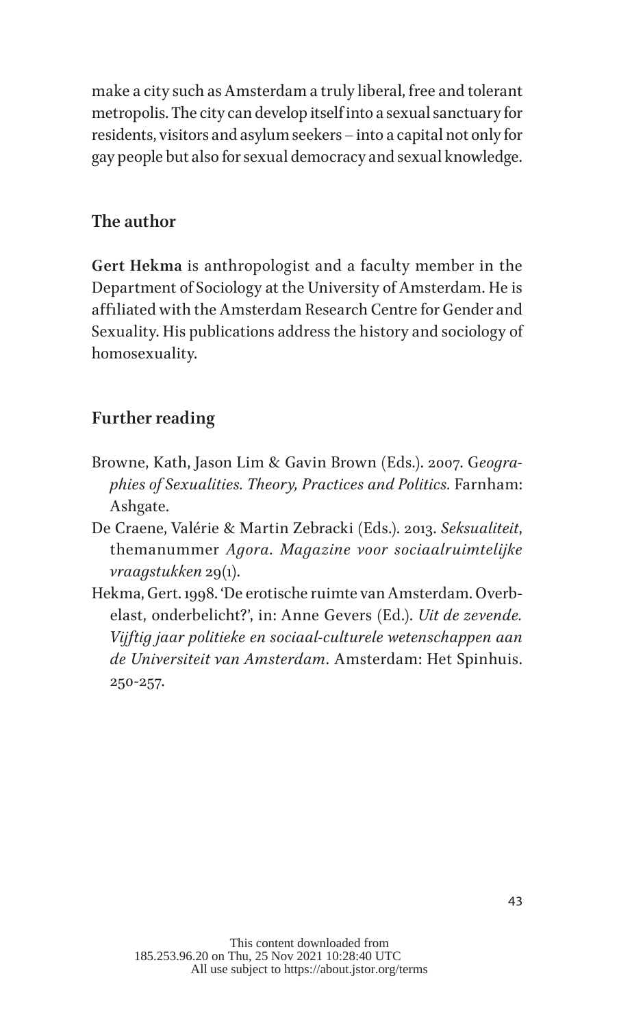make a city such as Amsterdam a truly liberal, free and tolerant metropolis. The city can develop itself into a sexual sanctuary for residents, visitors and asylum seekers – into a capital not only for gay people but also for sexual democracy and sexual knowledge.

## The author

**Gert Hekma** is anthropologist and a faculty member in the Department of Sociology at the University of Amsterdam. He is affiliated with the Amsterdam Research Centre for Gender and Sexuality. His publications address the history and sociology of homosexuality.

## Further reading

Browne, Kath, Jason Lim & Gavin Brown (Eds.). 2007. G*eographies of Sexualities. Theory, Practices and Politics.* Farnham: Ashgate.

De Craene, Valérie & Martin Zebracki (Eds.). 2013. *Seksualiteit*, themanummer *Agora. Magazine voor sociaalruimtelijke vraagstukken* 29(1).

Hekma, Gert. 1998. 'De erotische ruimte van Amsterdam. Overbelast, onderbelicht?', in: Anne Gevers (Ed.). *Uit de zevende. Vijftig jaar politieke en sociaal-culturele wetenschappen aan de Universiteit van Amsterdam*. Amsterdam: Het Spinhuis. 250-257.